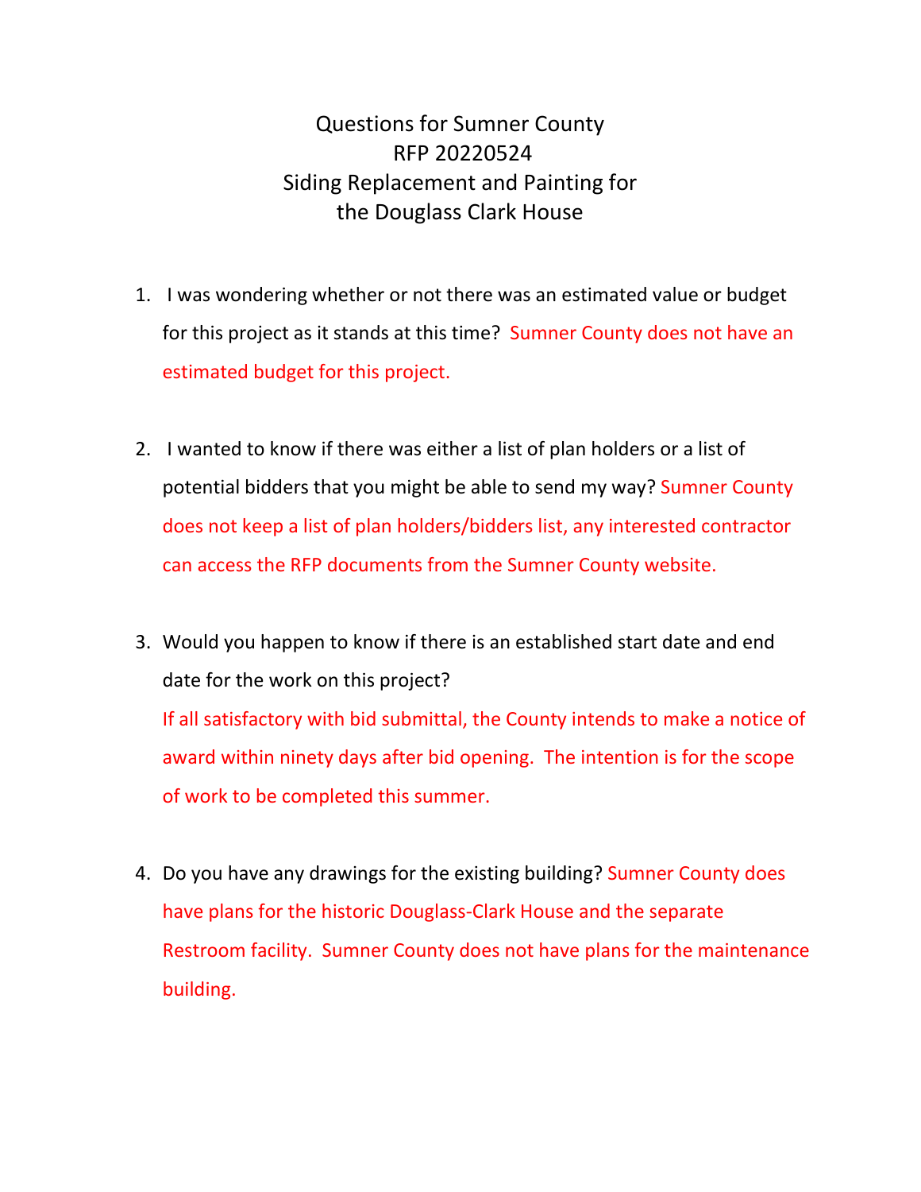# Questions for Sumner County
# RFP 20220524
# Siding Replacement and Painting for the Douglass Clark House

1. I was wondering whether or not there was an estimated value or budget for this project as it stands at this time? Sumner County does not have an estimated budget for this project.

2. I wanted to know if there was either a list of plan holders or a list of potential bidders that you might be able to send my way? Sumner County does not keep a list of plan holders/bidders list, any interested contractor can access the RFP documents from the Sumner County website.

3. Would you happen to know if there is an established start date and end date for the work on this project?
   If all satisfactory with bid submittal, the County intends to make a notice of award within ninety days after bid opening. The intention is for the scope of work to be completed this summer.

4. Do you have any drawings for the existing building? Sumner County does have plans for the historic Douglass-Clark House and the separate Restroom facility. Sumner County does not have plans for the maintenance building.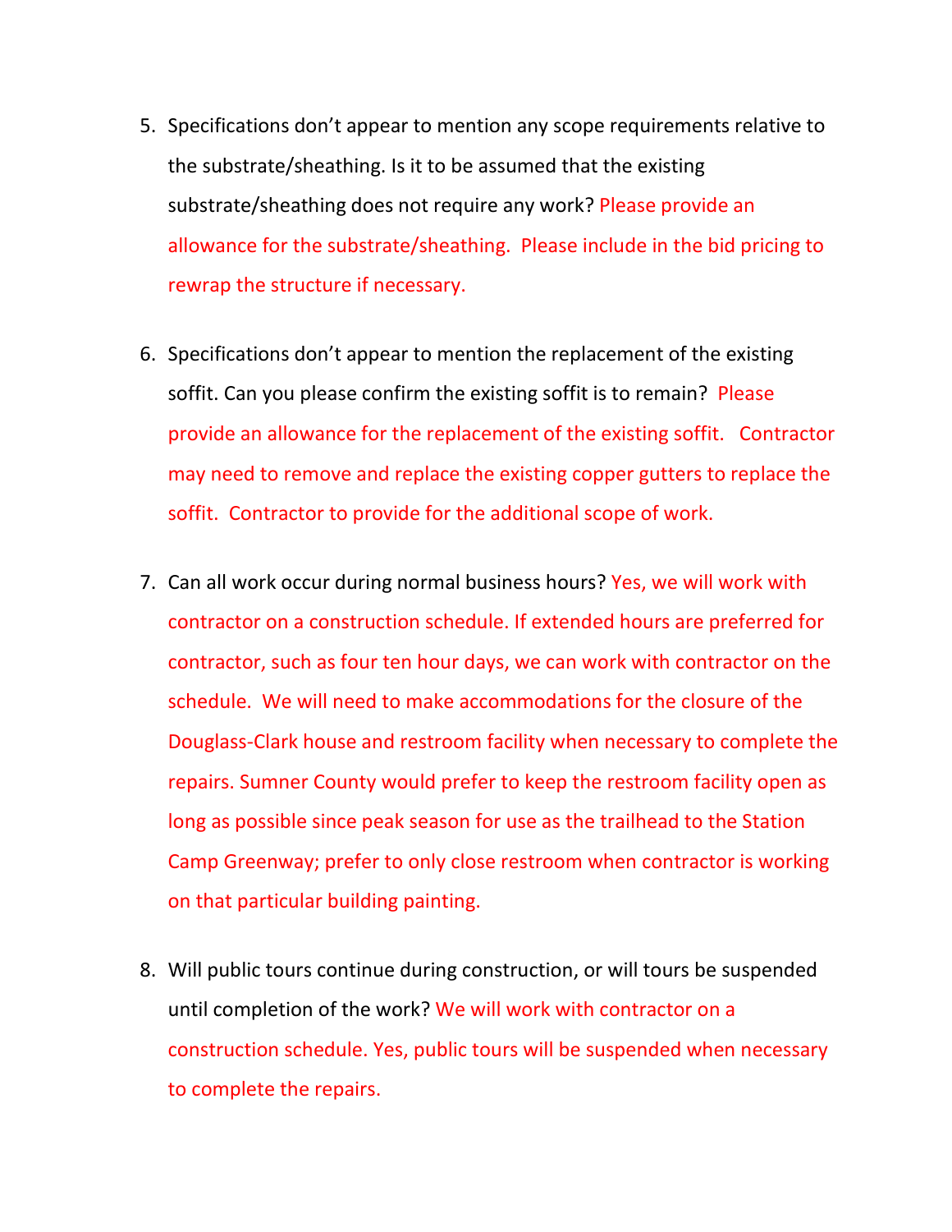5. Specifications don't appear to mention any scope requirements relative to the substrate/sheathing. Is it to be assumed that the existing substrate/sheathing does not require any work? Please provide an allowance for the substrate/sheathing. Please include in the bid pricing to rewrap the structure if necessary.

6. Specifications don't appear to mention the replacement of the existing soffit. Can you please confirm the existing soffit is to remain? Please provide an allowance for the replacement of the existing soffit. Contractor may need to remove and replace the existing copper gutters to replace the soffit. Contractor to provide for the additional scope of work.

7. Can all work occur during normal business hours? Yes, we will work with contractor on a construction schedule. If extended hours are preferred for contractor, such as four ten hour days, we can work with contractor on the schedule. We will need to make accommodations for the closure of the Douglass-Clark house and restroom facility when necessary to complete the repairs. Sumner County would prefer to keep the restroom facility open as long as possible since peak season for use as the trailhead to the Station Camp Greenway; prefer to only close restroom when contractor is working on that particular building painting.

8. Will public tours continue during construction, or will tours be suspended until completion of the work? We will work with contractor on a construction schedule. Yes, public tours will be suspended when necessary to complete the repairs.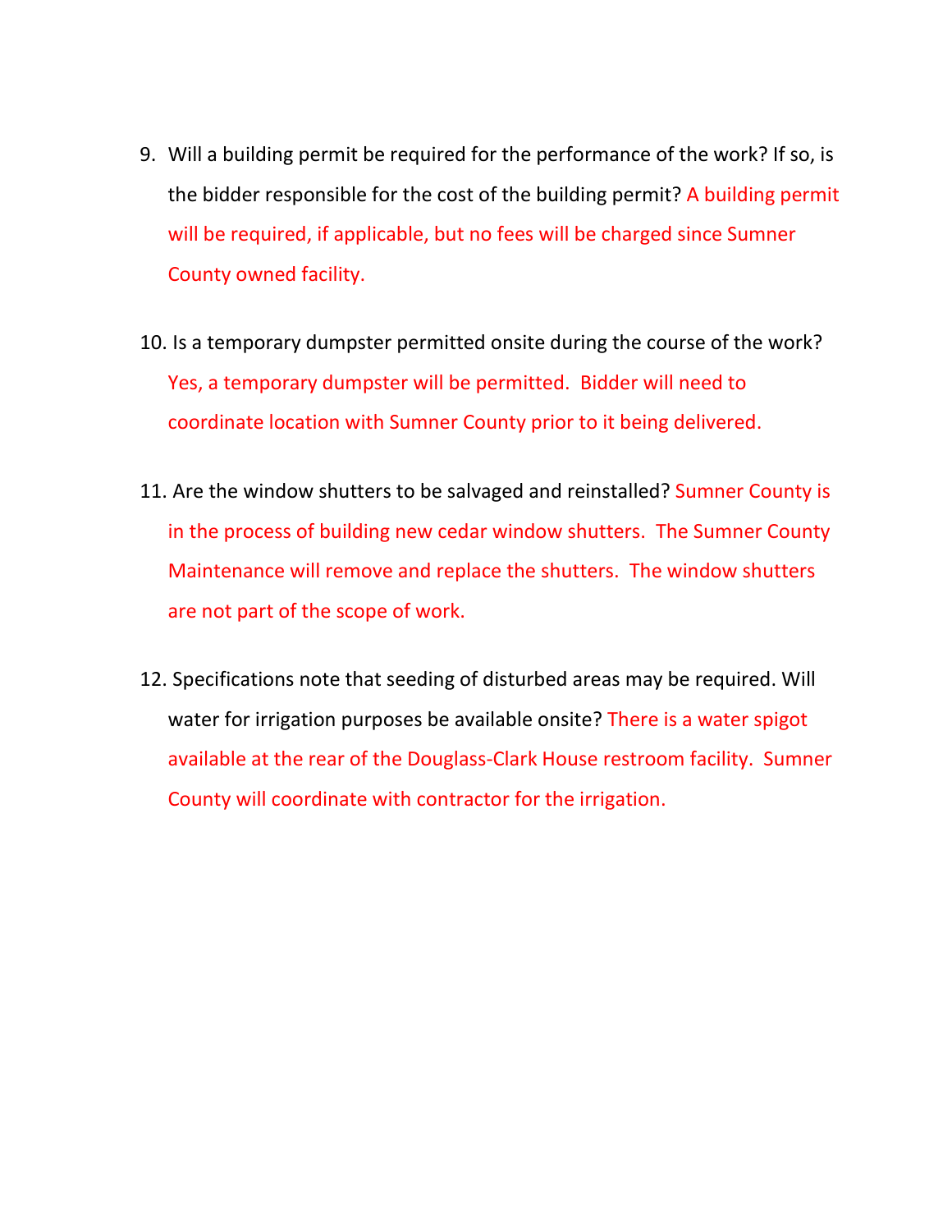9. Will a building permit be required for the performance of the work? If so, is the bidder responsible for the cost of the building permit? A building permit will be required, if applicable, but no fees will be charged since Sumner County owned facility.

10. Is a temporary dumpster permitted onsite during the course of the work? Yes, a temporary dumpster will be permitted. Bidder will need to coordinate location with Sumner County prior to it being delivered.

11. Are the window shutters to be salvaged and reinstalled? Sumner County is in the process of building new cedar window shutters. The Sumner County Maintenance will remove and replace the shutters. The window shutters are not part of the scope of work.

12. Specifications note that seeding of disturbed areas may be required. Will water for irrigation purposes be available onsite? There is a water spigot available at the rear of the Douglass-Clark House restroom facility. Sumner County will coordinate with contractor for the irrigation.